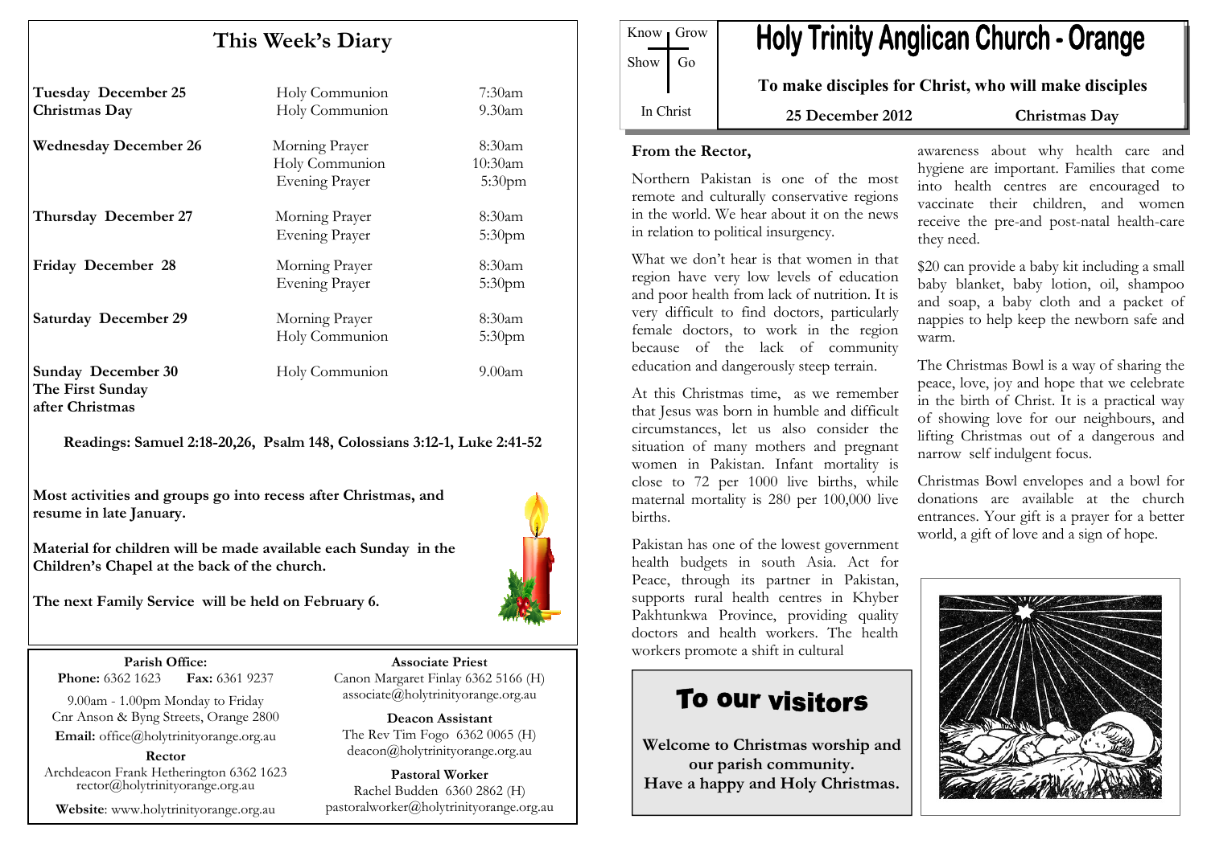# Holy Trinity Anglican Church - Orange

Know | Grow
Show | Go
In Christ

**To make disciples for Christ, who will make disciples**

**25 December 2012** **Christmas Day**

## This Week's Diary

| | | |
|---|---|---|
| **Tuesday December 25** **Christmas Day** | Holy Communion | 7:30am |
| | Holy Communion | 9.30am |
| **Wednesday December 26** | Morning Prayer | 8:30am |
| | Holy Communion | 10:30am |
| | Evening Prayer | 5:30pm |
| **Thursday December 27** | Morning Prayer | 8:30am |
| | Evening Prayer | 5:30pm |
| **Friday December 28** | Morning Prayer | 8:30am |
| | Evening Prayer | 5:30pm |
| **Saturday December 29** | Morning Prayer | 8:30am |
| | Holy Communion | 5:30pm |
| **Sunday December 30** **The First Sunday after Christmas** | Holy Communion | 9.00am |

**Readings: Samuel 2:18-20,26, Psalm 148, Colossians 3:12-1, Luke 2:41-52**

**Most activities and groups go into recess after Christmas, and resume in late January.**

**Material for children will be made available each Sunday in the Children's Chapel at the back of the church.**

**The next Family Service will be held on February 6.**

**Parish Office:**
**Phone:** 6362 1623 **Fax:** 6361 9237
9.00am - 1.00pm Monday to Friday
Cnr Anson & Byng Streets, Orange 2800
**Email:** office@holytrinityorange.org.au

**Rector**
Archdeacon Frank Hetherington 6362 1623
rector@holytrinityorange.org.au

**Website**: www.holytrinityorange.org.au

**Associate Priest**
Canon Margaret Finlay 6362 5166 (H)
associate@holytrinityorange.org.au

**Deacon Assistant**
The Rev Tim Fogo 6362 0065 (H)
deacon@holytrinityorange.org.au

**Pastoral Worker**
Rachel Budden 6360 2862 (H)
pastoralworker@holytrinityorange.org.au

### From the Rector,

Northern Pakistan is one of the most remote and culturally conservative regions in the world. We hear about it on the news in relation to political insurgency.

What we don't hear is that women in that region have very low levels of education and poor health from lack of nutrition. It is very difficult to find doctors, particularly female doctors, to work in the region because of the lack of community education and dangerously steep terrain.

At this Christmas time, as we remember that Jesus was born in humble and difficult circumstances, let us also consider the situation of many mothers and pregnant women in Pakistan. Infant mortality is close to 72 per 1000 live births, while maternal mortality is 280 per 100,000 live births.

Pakistan has one of the lowest government health budgets in south Asia. Act for Peace, through its partner in Pakistan, supports rural health centres in Khyber Pakhtunkwa Province, providing quality doctors and health workers. The health workers promote a shift in cultural awareness about why health care and hygiene are important. Families that come into health centres are encouraged to vaccinate their children, and women receive the pre-and post-natal health-care they need.

$20 can provide a baby kit including a small baby blanket, baby lotion, oil, shampoo and soap, a baby cloth and a packet of nappies to help keep the newborn safe and warm.

The Christmas Bowl is a way of sharing the peace, love, joy and hope that we celebrate in the birth of Christ. It is a practical way of showing love for our neighbours, and lifting Christmas out of a dangerous and narrow self indulgent focus.

Christmas Bowl envelopes and a bowl for donations are available at the church entrances. Your gift is a prayer for a better world, a gift of love and a sign of hope.

## To our visitors

**Welcome to Christmas worship and our parish community.**
**Have a happy and Holy Christmas.**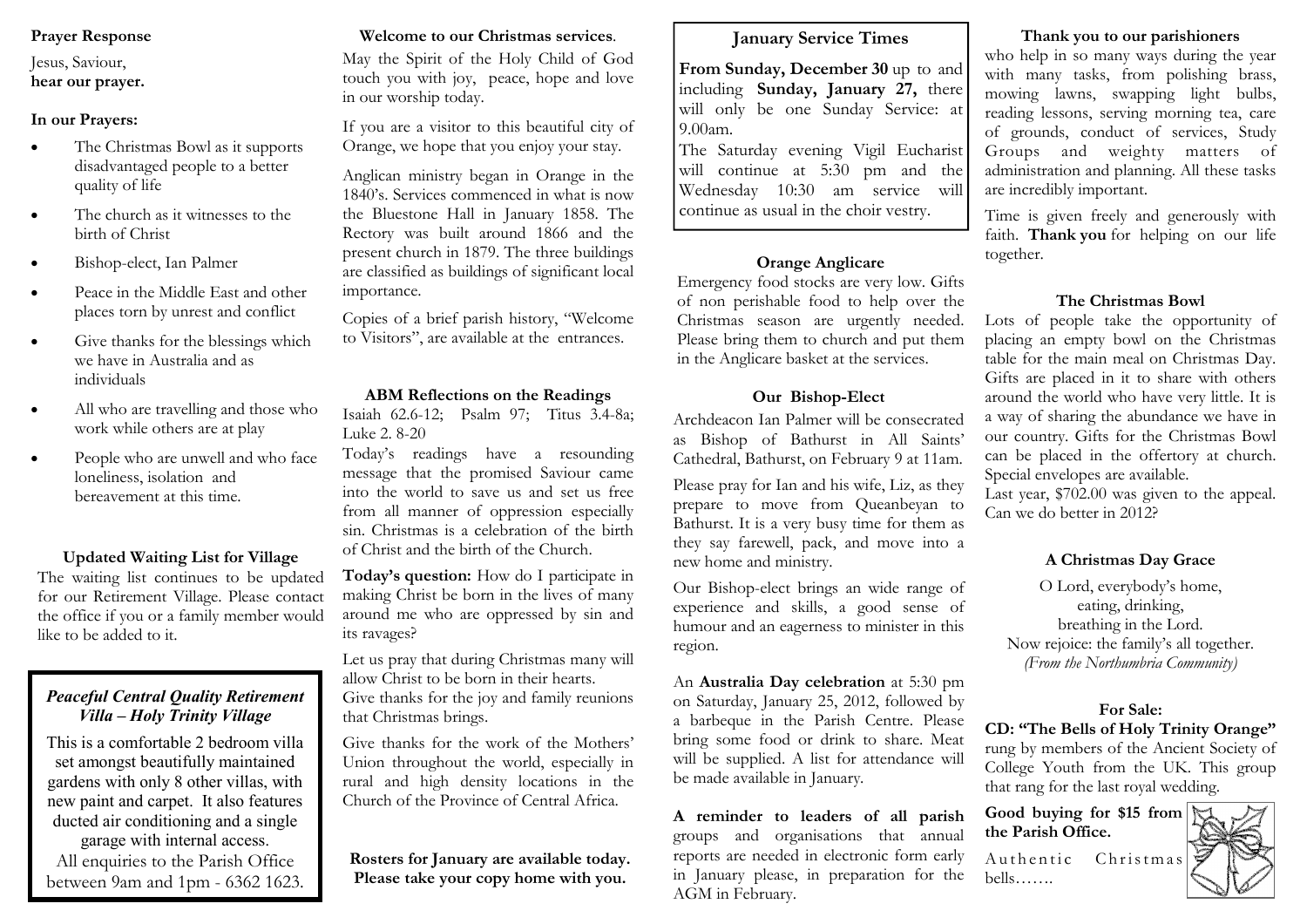**Prayer Response**

Jesus, Saviour,
**hear our prayer.**

**In our Prayers:**

- The Christmas Bowl as it supports disadvantaged people to a better quality of life
- The church as it witnesses to the birth of Christ
- Bishop-elect, Ian Palmer
- Peace in the Middle East and other places torn by unrest and conflict
- Give thanks for the blessings which we have in Australia and as individuals
- All who are travelling and those who work while others are at play
- People who are unwell and who face loneliness, isolation and bereavement at this time.

**Updated Waiting List for Village**

The waiting list continues to be updated for our Retirement Village. Please contact the office if you or a family member would like to be added to it.

***Peaceful Central Quality Retirement Villa – Holy Trinity Village***

This is a comfortable 2 bedroom villa set amongst beautifully maintained gardens with only 8 other villas, with new paint and carpet. It also features ducted air conditioning and a single garage with internal access.
All enquiries to the Parish Office between 9am and 1pm - 6362 1623.

**Welcome to our Christmas services**.

May the Spirit of the Holy Child of God touch you with joy, peace, hope and love in our worship today.

If you are a visitor to this beautiful city of Orange, we hope that you enjoy your stay.

Anglican ministry began in Orange in the 1840's. Services commenced in what is now the Bluestone Hall in January 1858. The Rectory was built around 1866 and the present church in 1879. The three buildings are classified as buildings of significant local importance.

Copies of a brief parish history, "Welcome to Visitors", are available at the entrances.

**ABM Reflections on the Readings**

Isaiah 62.6-12; Psalm 97; Titus 3.4-8a; Luke 2. 8-20

Today's readings have a resounding message that the promised Saviour came into the world to save us and set us free from all manner of oppression especially sin. Christmas is a celebration of the birth of Christ and the birth of the Church.

**Today's question:** How do I participate in making Christ be born in the lives of many around me who are oppressed by sin and its ravages?

Let us pray that during Christmas many will allow Christ to be born in their hearts.
Give thanks for the joy and family reunions that Christmas brings.

Give thanks for the work of the Mothers' Union throughout the world, especially in rural and high density locations in the Church of the Province of Central Africa.

**Rosters for January are available today. Please take your copy home with you.**

**January Service Times**

**From Sunday, December 30** up to and including **Sunday, January 27,** there will only be one Sunday Service: at 9.00am.
The Saturday evening Vigil Eucharist will continue at 5:30 pm and the Wednesday 10:30 am service will continue as usual in the choir vestry.

**Orange Anglicare**

Emergency food stocks are very low. Gifts of non perishable food to help over the Christmas season are urgently needed. Please bring them to church and put them in the Anglicare basket at the services.

**Our Bishop-Elect**

Archdeacon Ian Palmer will be consecrated as Bishop of Bathurst in All Saints' Cathedral, Bathurst, on February 9 at 11am.

Please pray for Ian and his wife, Liz, as they prepare to move from Queanbeyan to Bathurst. It is a very busy time for them as they say farewell, pack, and move into a new home and ministry.

Our Bishop-elect brings an wide range of experience and skills, a good sense of humour and an eagerness to minister in this region.

An **Australia Day celebration** at 5:30 pm on Saturday, January 25, 2012, followed by a barbeque in the Parish Centre. Please bring some food or drink to share. Meat will be supplied. A list for attendance will be made available in January.

**A reminder to leaders of all parish** groups and organisations that annual reports are needed in electronic form early in January please, in preparation for the AGM in February.

**Thank you to our parishioners**

who help in so many ways during the year with many tasks, from polishing brass, mowing lawns, swapping light bulbs, reading lessons, serving morning tea, care of grounds, conduct of services, Study Groups and weighty matters of administration and planning. All these tasks are incredibly important.

Time is given freely and generously with faith. **Thank you** for helping on our life together.

**The Christmas Bowl**

Lots of people take the opportunity of placing an empty bowl on the Christmas table for the main meal on Christmas Day. Gifts are placed in it to share with others around the world who have very little. It is a way of sharing the abundance we have in our country. Gifts for the Christmas Bowl can be placed in the offertory at church. Special envelopes are available.
Last year, $702.00 was given to the appeal. Can we do better in 2012?

**A Christmas Day Grace**

O Lord, everybody's home,
eating, drinking,
breathing in the Lord.
Now rejoice: the family's all together.
*(From the Northumbria Community)*

**For Sale:**
**CD: "The Bells of Holy Trinity Orange"**
rung by members of the Ancient Society of College Youth from the UK. This group that rang for the last royal wedding.

**Good buying for $15 from the Parish Office.**

Authentic Christmas bells…….